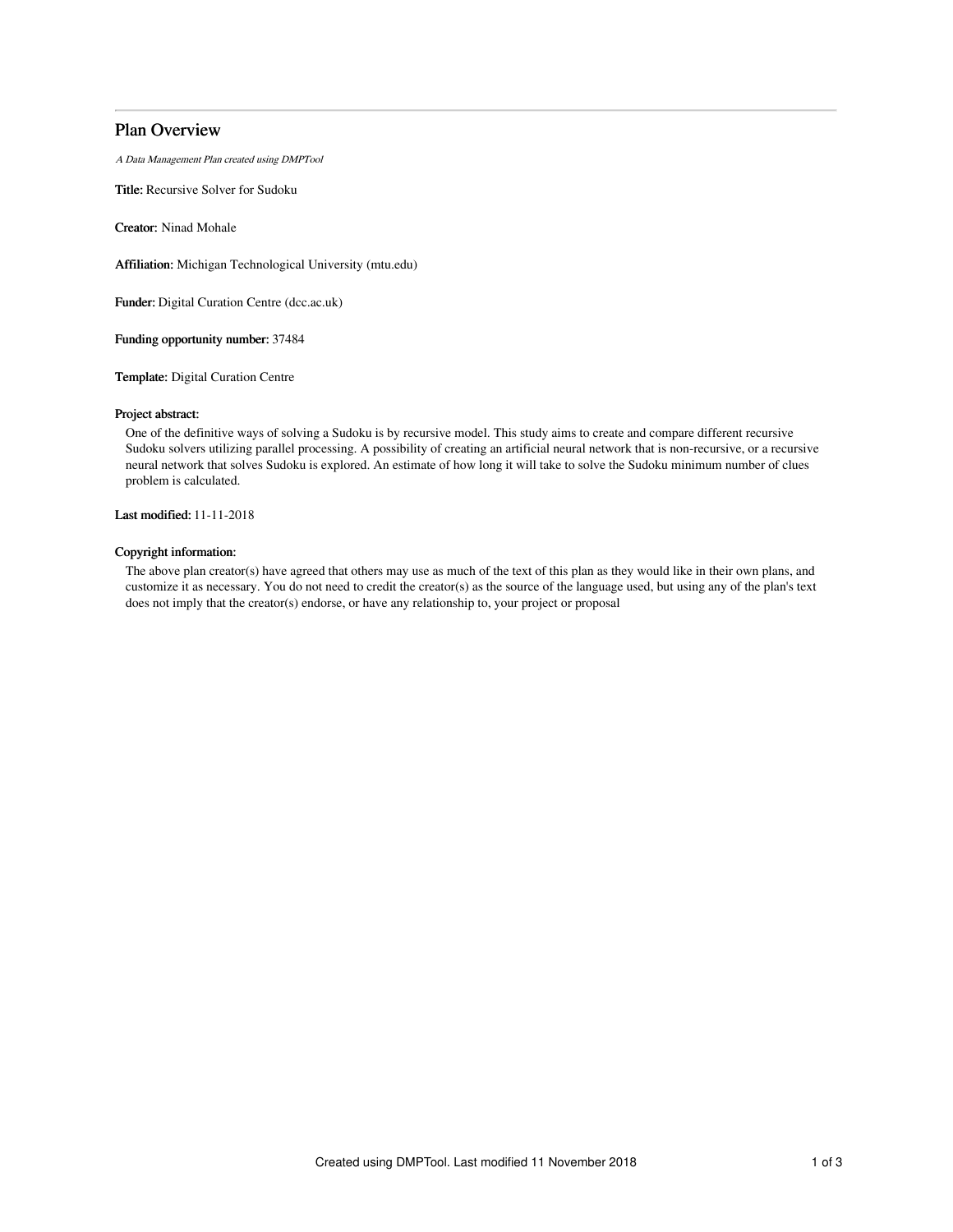# Plan Overview

*A Data Management Plan created using DMPTool*

**Title:** Recursive Solver for Sudoku

**Creator:** Ninad Mohale

**Affiliation:** Michigan Technological University (mtu.edu)

**Funder:** Digital Curation Centre (dcc.ac.uk)

**Funding opportunity number:** 37484

**Template:** Digital Curation Centre

**Project abstract:**

One of the definitive ways of solving a Sudoku is by recursive model. This study aims to create and compare different recursive Sudoku solvers utilizing parallel processing. A possibility of creating an artificial neural network that is non-recursive, or a recursive neural network that solves Sudoku is explored. An estimate of how long it will take to solve the Sudoku minimum number of clues problem is calculated.

**Last modified:** 11-11-2018

**Copyright information:**

The above plan creator(s) have agreed that others may use as much of the text of this plan as they would like in their own plans, and customize it as necessary. You do not need to credit the creator(s) as the source of the language used, but using any of the plan's text does not imply that the creator(s) endorse, or have any relationship to, your project or proposal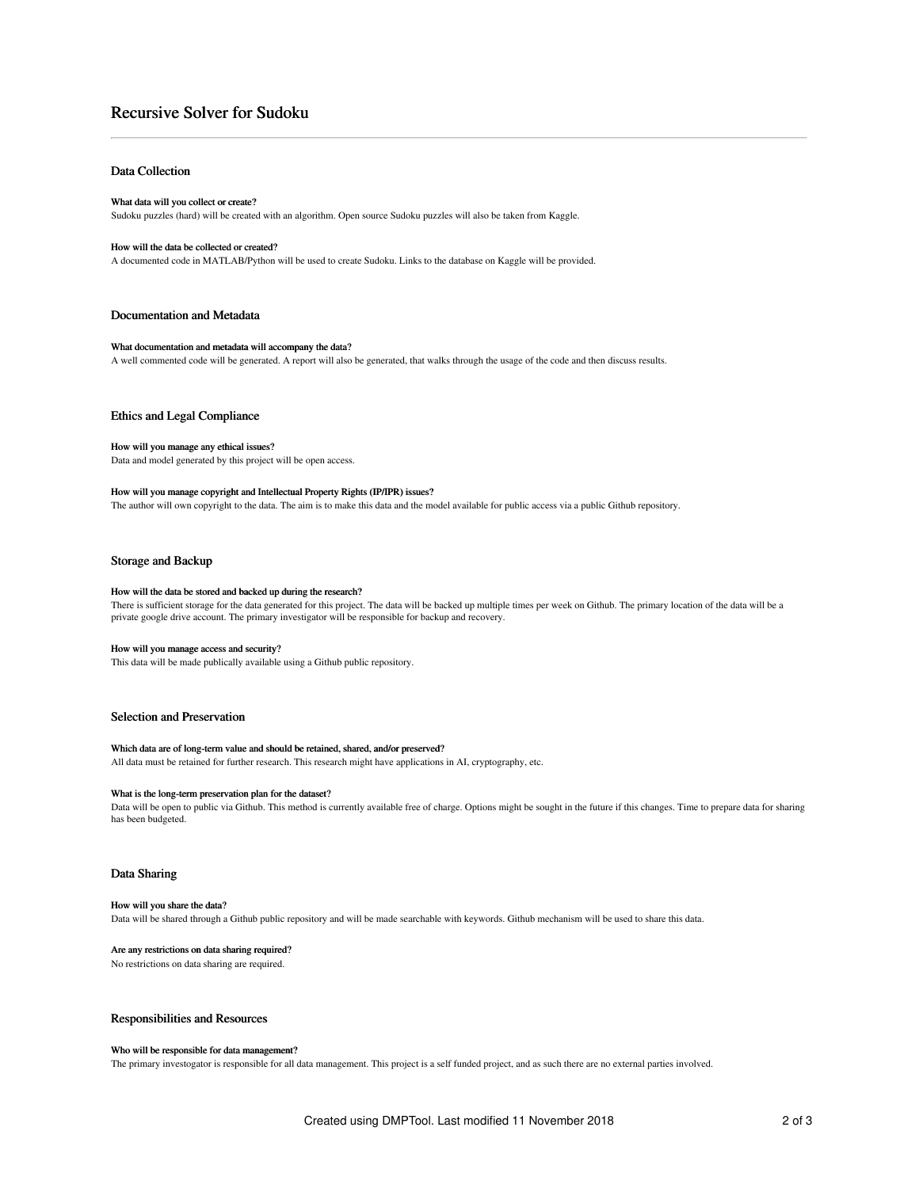# Recursive Solver for Sudoku

## Data Collection

**What data will you collect or create?**

Sudoku puzzles (hard) will be created with an algorithm. Open source Sudoku puzzles will also be taken from Kaggle.

**How will the data be collected or created?**

A documented code in MATLAB/Python will be used to create Sudoku. Links to the database on Kaggle will be provided.

## Documentation and Metadata

**What documentation and metadata will accompany the data?**

A well commented code will be generated. A report will also be generated, that walks through the usage of the code and then discuss results.

## Ethics and Legal Compliance

**How will you manage any ethical issues?**

Data and model generated by this project will be open access.

**How will you manage copyright and Intellectual Property Rights (IP/IPR) issues?**

The author will own copyright to the data. The aim is to make this data and the model available for public access via a public Github repository.

## Storage and Backup

**How will the data be stored and backed up during the research?**

There is sufficient storage for the data generated for this project. The data will be backed up multiple times per week on Github. The primary location of the data will be a private google drive account. The primary investigator will be responsible for backup and recovery.

**How will you manage access and security?**

This data will be made publically available using a Github public repository.

## Selection and Preservation

**Which data are of long-term value and should be retained, shared, and/or preserved?**

All data must be retained for further research. This research might have applications in AI, cryptography, etc.

**What is the long-term preservation plan for the dataset?**

Data will be open to public via Github. This method is currently available free of charge. Options might be sought in the future if this changes. Time to prepare data for sharing has been budgeted.

## Data Sharing

**How will you share the data?**

Data will be shared through a Github public repository and will be made searchable with keywords. Github mechanism will be used to share this data.

**Are any restrictions on data sharing required?**

No restrictions on data sharing are required.

## Responsibilities and Resources

**Who will be responsible for data management?**

The primary investigator is responsible for all data management. This project is a self funded project, and as such there are no external parties involved.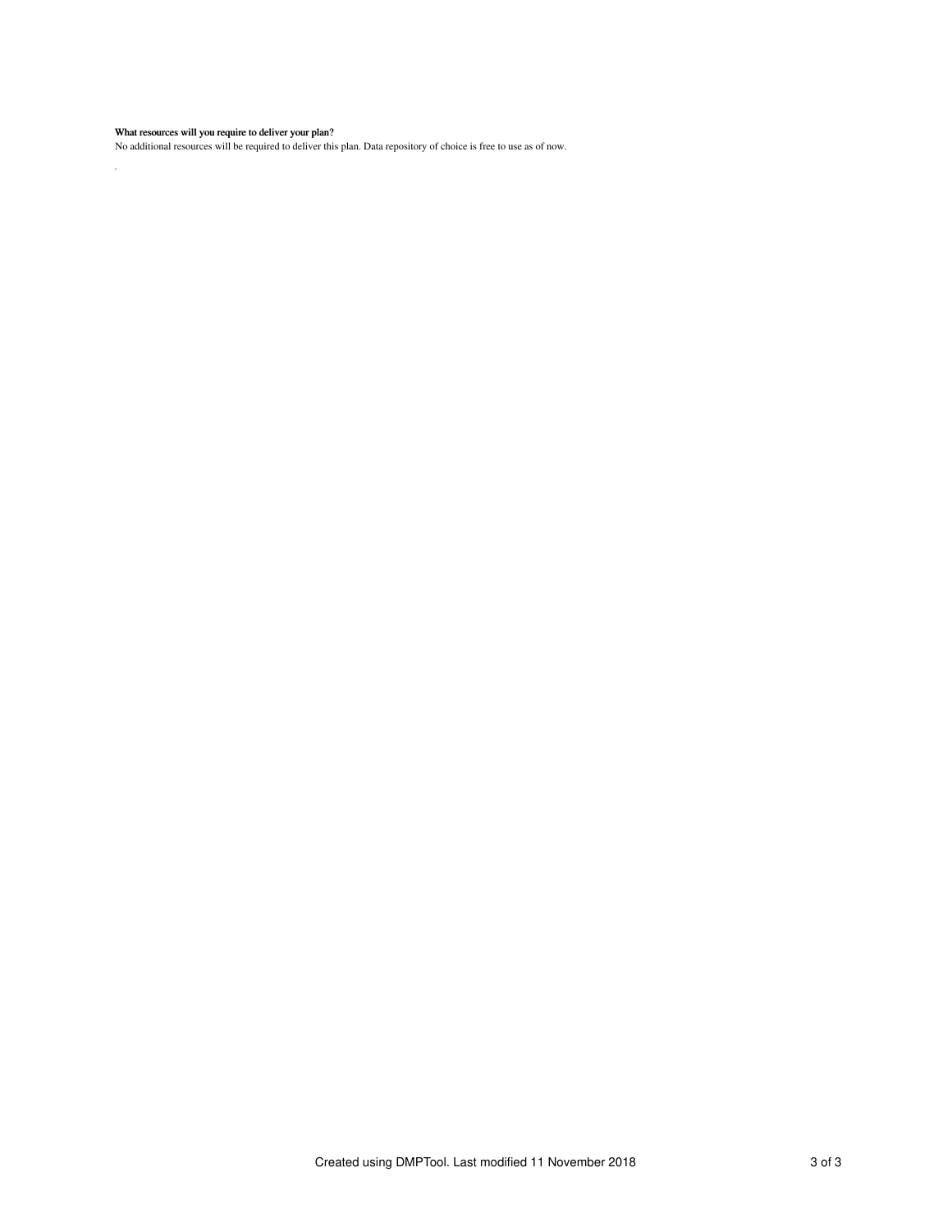**What resources will you require to deliver your plan?**

No additional resources will be required to deliver this plan. Data repository of choice is free to use as of now.